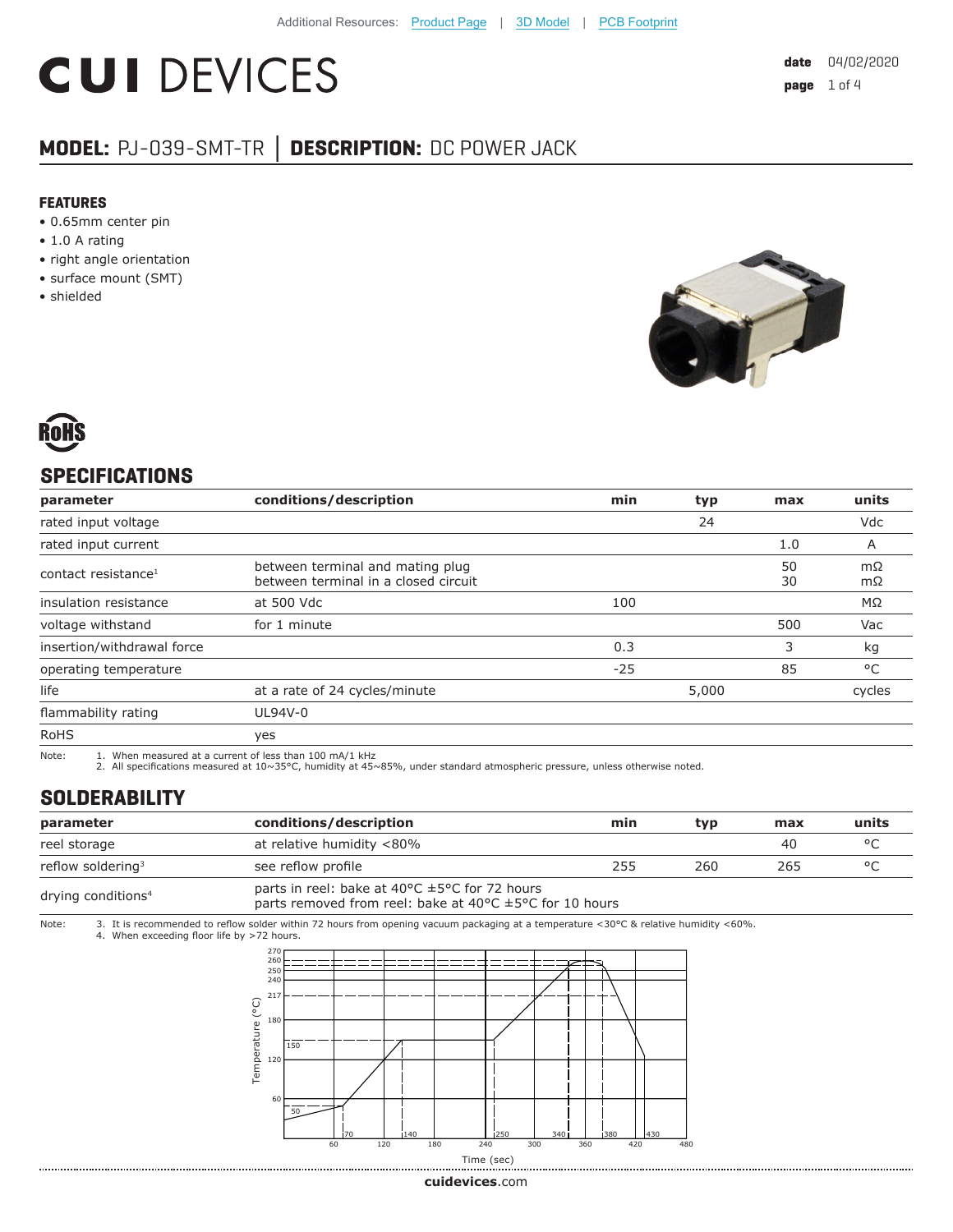Additional Resources: Product Page | 3D Model | PCB Footprint

# CUI DEVICES

date 04/02/2020

## MODEL: PJ-039-SMT-TR | DESCRIPTION: DC POWER JACK

### FEATURES

- 0.65mm center pin
- 1.0 A rating
- right angle orientation
- surface mount (SMT)
- shielded

RoHS

## SPECIFICATIONS

| parameter | conditions/description | min | typ | max | units |
|---|---|---|---|---|---|
| rated input voltage | | | 24 | | Vdc |
| rated input current | | | | 1.0 | A |
| contact resistance[1] | between terminal and mating plug<br>between terminal in a closed circuit | | | 50<br>30 | mΩ<br>mΩ |
| insulation resistance | at 500 Vdc | 100 | | | MΩ |
| voltage withstand | for 1 minute | | | 500 | Vac |
| insertion/withdrawal force | | 0.3 | | 3 | kg |
| operating temperature | | -25 | | 85 | °C |
| life | at a rate of 24 cycles/minute | | 5,000 | | cycles |
| flammability rating | UL94V-0 | | | | |
| RoHS | yes | | | | |

Note: 1. When measured at a current of less than 100 mA/1 kHz
2. All specifications measured at 10~35°C, humidity at 45~85%, under standard atmospheric pressure, unless otherwise noted.

## SOLDERABILITY

| parameter | conditions/description | min | typ | max | units |
|---|---|---|---|---|---|
| reel storage | at relative humidity <80% | | | 40 | °C |
| reflow soldering[3] | see reflow profile | 255 | 260 | 265 | °C |
| drying conditions[4] | parts in reel: bake at 40°C ±5°C for 72 hours<br>parts removed from reel: bake at 40°C ±5°C for 10 hours | | | | |

Note: 3. It is recommended to reflow solder within 72 hours from opening vacuum packaging at a temperature <30°C & relative humidity <60%.
4. When exceeding floor life by >72 hours.

cuidevices.com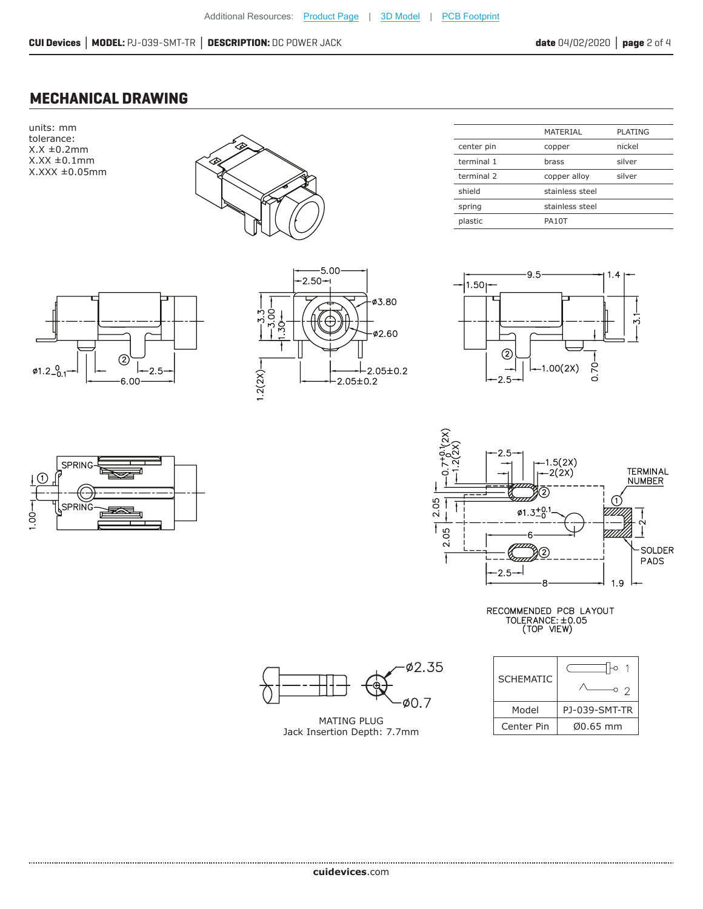## MECHANICAL DRAWING

units: mm
tolerance:
X.X ±0.2mm
X.XX ±0.1mm
X.XXX ±0.05mm

| | MATERIAL | PLATING |
|---|---|---|
| center pin | copper | nickel |
| terminal 1 | brass | silver |
| terminal 2 | copper alloy | silver |
| shield | stainless steel | |
| spring | stainless steel | |
| plastic | PA10T | |

RECOMMENDED PCB LAYOUT
TOLERANCE: ±0.05
(TOP VIEW)

MATING PLUG
Jack Insertion Depth: 7.7mm

| SCHEMATIC | |
|---|---|
| Model | PJ-039-SMT-TR |
| Center Pin | Ø0.65 mm |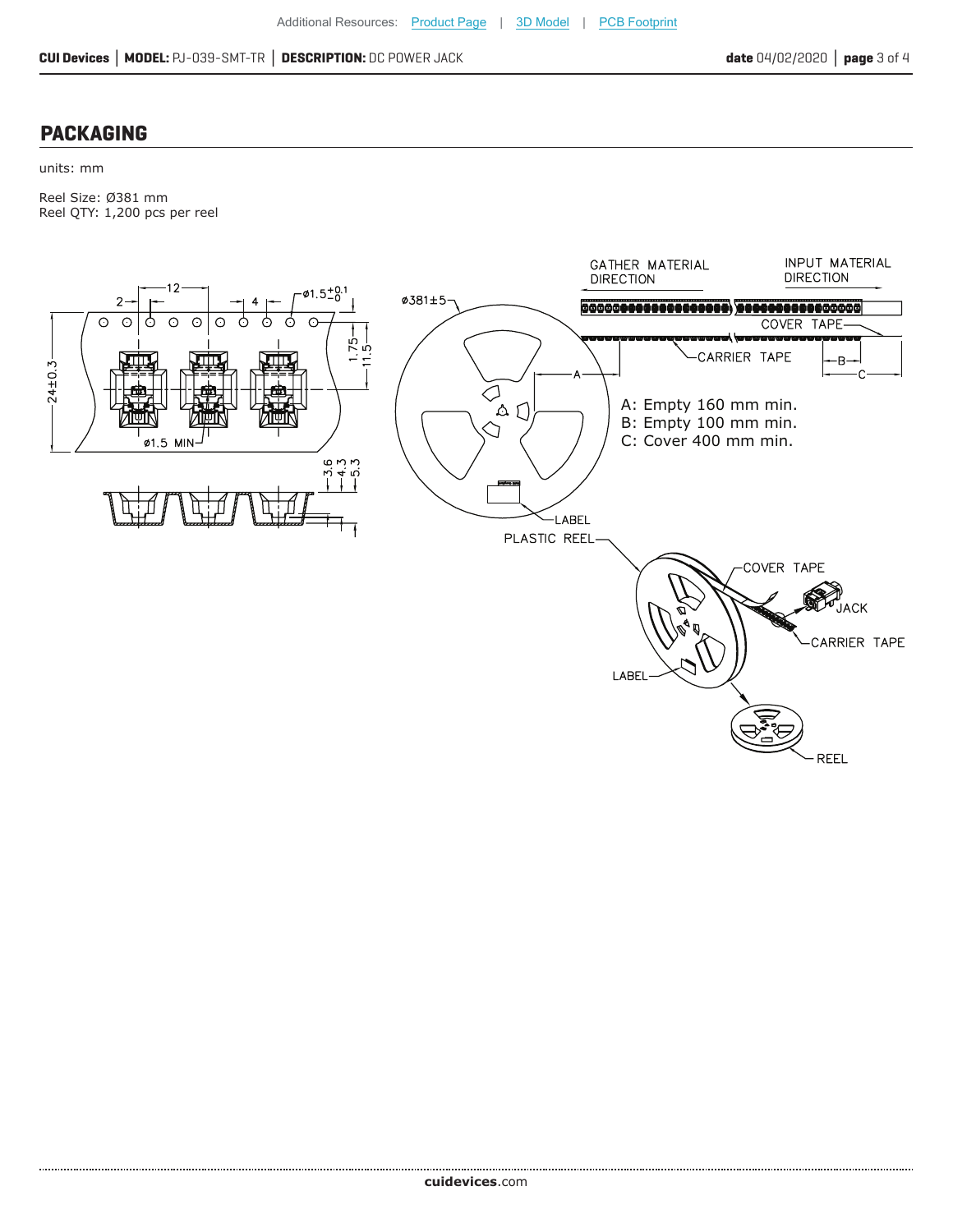## PACKAGING

units: mm

Reel Size: Ø381 mm
Reel QTY: 1,200 pcs per reel

A: Empty 160 mm min.
B: Empty 100 mm min.
C: Cover 400 mm min.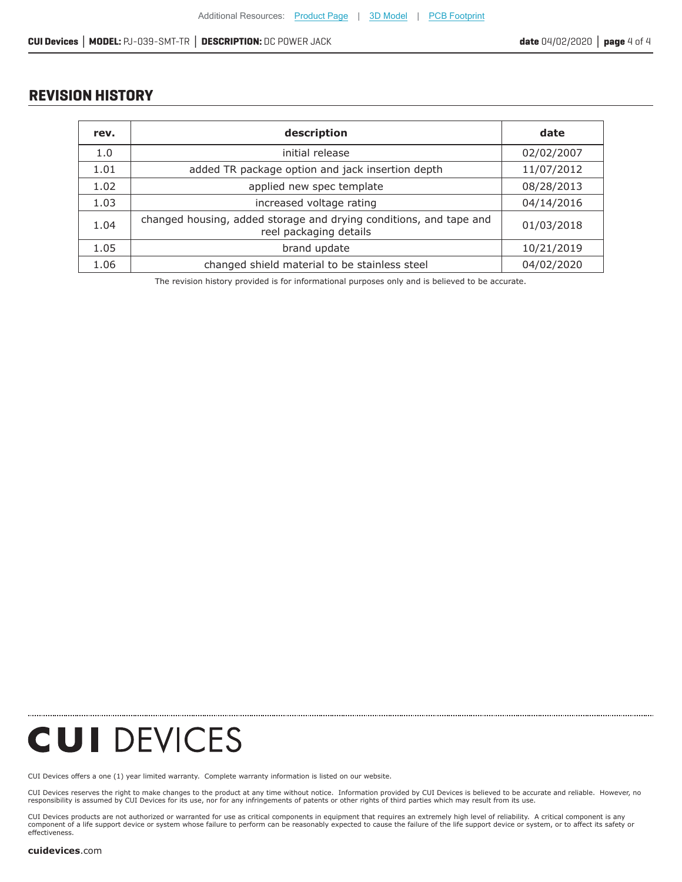## REVISION HISTORY

| rev. | description | date |
|---|---|---|
| 1.0 | initial release | 02/02/2007 |
| 1.01 | added TR package option and jack insertion depth | 11/07/2012 |
| 1.02 | applied new spec template | 08/28/2013 |
| 1.03 | increased voltage rating | 04/14/2016 |
| 1.04 | changed housing, added storage and drying conditions, and tape and reel packaging details | 01/03/2018 |
| 1.05 | brand update | 10/21/2019 |
| 1.06 | changed shield material to be stainless steel | 04/02/2020 |

The revision history provided is for informational purposes only and is believed to be accurate.

CUI DEVICES

CUI Devices offers a one (1) year limited warranty. Complete warranty information is listed on our website.

CUI Devices reserves the right to make changes to the product at any time without notice. Information provided by CUI Devices is believed to be accurate and reliable. However, no responsibility is assumed by CUI Devices for its use, nor for any infringements of patents or other rights of third parties which may result from its use.

CUI Devices products are not authorized or warranted for use as critical components in equipment that requires an extremely high level of reliability. A critical component is any component of a life support device or system whose failure to perform can be reasonably expected to cause the failure of the life support device or system, or to affect its safety or effectiveness.

**cuidevices**.com